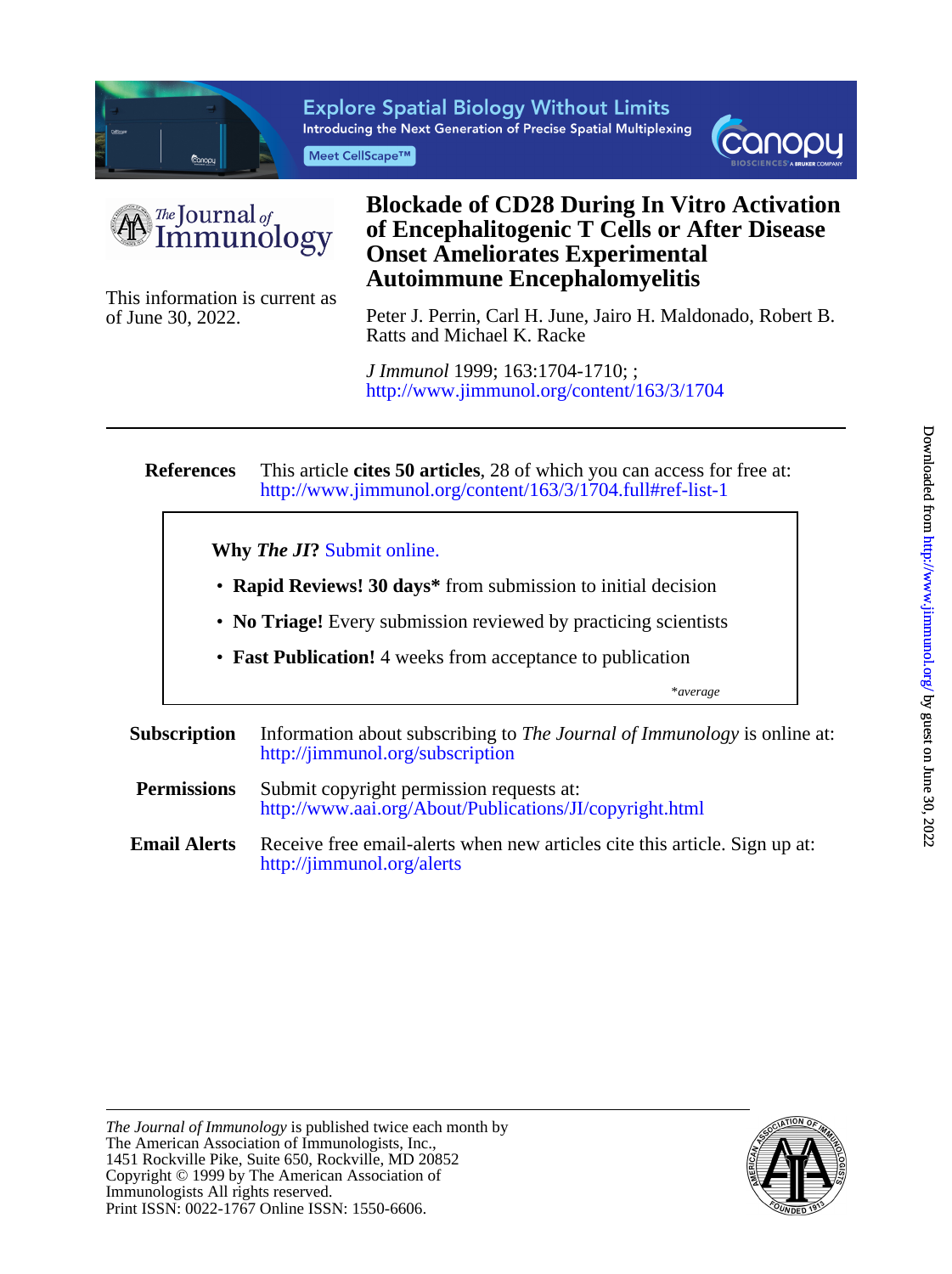# Blockade of CD28 During In Vitro Activation of Encephalitogenic T Cells or After Disease Onset Ameliorates Experimental Autoimmune Encephalomyelitis

This information is current as of June 30, 2022.

Peter J. Perrin, Carl H. June, Jairo H. Maldonado, Robert B. Ratts and Michael K. Racke

*J Immunol* 1999; 163:1704-1710; ;
http://www.jimmunol.org/content/163/3/1704

---

**References** This article **cites 50 articles**, 28 of which you can access for free at:
http://www.jimmunol.org/content/163/3/1704.full#ref-list-1

**Why *The JI*?** Submit online.

- **Rapid Reviews! 30 days*** from submission to initial decision
- **No Triage!** Every submission reviewed by practicing scientists
- **Fast Publication!** 4 weeks from acceptance to publication

*\*average*

**Subscription** Information about subscribing to *The Journal of Immunology* is online at:
http://jimmunol.org/subscription

**Permissions** Submit copyright permission requests at:
http://www.aai.org/About/Publications/JI/copyright.html

**Email Alerts** Receive free email-alerts when new articles cite this article. Sign up at:
http://jimmunol.org/alerts

---

*The Journal of Immunology* is published twice each month by
The American Association of Immunologists, Inc.,
1451 Rockville Pike, Suite 650, Rockville, MD 20852
Copyright © 1999 by The American Association of Immunologists All rights reserved.
Print ISSN: 0022-1767 Online ISSN: 1550-6606.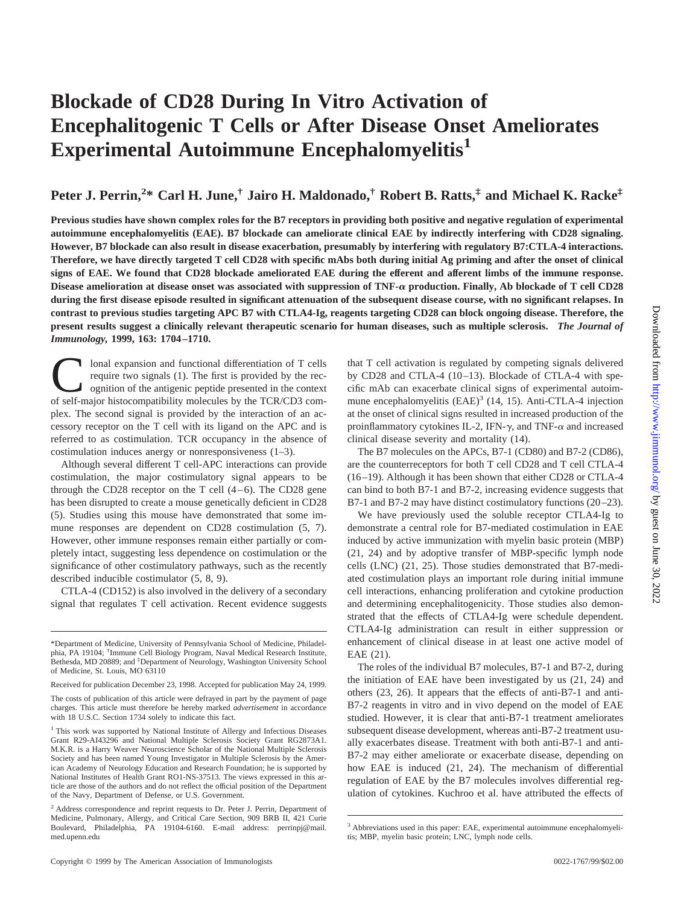# Blockade of CD28 During In Vitro Activation of Encephalitogenic T Cells or After Disease Onset Ameliorates Experimental Autoimmune Encephalomyelitis[1]

**Peter J. Perrin,[2]* Carl H. June,[†] Jairo H. Maldonado,[†] Robert B. Ratts,[‡] and Michael K. Racke[‡]**

**Previous studies have shown complex roles for the B7 receptors in providing both positive and negative regulation of experimental autoimmune encephalomyelitis (EAE). B7 blockade can ameliorate clinical EAE by indirectly interfering with CD28 signaling. However, B7 blockade can also result in disease exacerbation, presumably by interfering with regulatory B7:CTLA-4 interactions. Therefore, we have directly targeted T cell CD28 with specific mAbs both during initial Ag priming and after the onset of clinical signs of EAE. We found that CD28 blockade ameliorated EAE during the efferent and afferent limbs of the immune response. Disease amelioration at disease onset was associated with suppression of TNF-α production. Finally, Ab blockade of T cell CD28 during the first disease episode resulted in significant attenuation of the subsequent disease course, with no significant relapses. In contrast to previous studies targeting APC B7 with CTLA4-Ig, reagents targeting CD28 can block ongoing disease. Therefore, the present results suggest a clinically relevant therapeutic scenario for human diseases, such as multiple sclerosis.** ***The Journal of Immunology,*** **1999, 163: 1704–1710.**

Clonal expansion and functional differentiation of T cells require two signals (1). The first is provided by the recognition of the antigenic peptide presented in the context of self-major histocompatibility molecules by the TCR/CD3 complex. The second signal is provided by the interaction of an accessory receptor on the T cell with its ligand on the APC and is referred to as costimulation. TCR occupancy in the absence of costimulation induces anergy or nonresponsiveness (1–3).

Although several different T cell-APC interactions can provide costimulation, the major costimulatory signal appears to be through the CD28 receptor on the T cell (4–6). The CD28 gene has been disrupted to create a mouse genetically deficient in CD28 (5). Studies using this mouse have demonstrated that some immune responses are dependent on CD28 costimulation (5, 7). However, other immune responses remain either partially or completely intact, suggesting less dependence on costimulation or the significance of other costimulatory pathways, such as the recently described inducible costimulator (5, 8, 9).

CTLA-4 (CD152) is also involved in the delivery of a secondary signal that regulates T cell activation. Recent evidence suggests that T cell activation is regulated by competing signals delivered by CD28 and CTLA-4 (10–13). Blockade of CTLA-4 with specific mAb can exacerbate clinical signs of experimental autoimmune encephalomyelitis (EAE)[3] (14, 15). Anti-CTLA-4 injection at the onset of clinical signs resulted in increased production of the proinflammatory cytokines IL-2, IFN-γ, and TNF-α and increased clinical disease severity and mortality (14).

The B7 molecules on the APCs, B7-1 (CD80) and B7-2 (CD86), are the counterreceptors for both T cell CD28 and T cell CTLA-4 (16–19). Although it has been shown that either CD28 or CTLA-4 can bind to both B7-1 and B7-2, increasing evidence suggests that B7-1 and B7-2 may have distinct costimulatory functions (20–23).

We have previously used the soluble receptor CTLA4-Ig to demonstrate a central role for B7-mediated costimulation in EAE induced by active immunization with myelin basic protein (MBP) (21, 24) and by adoptive transfer of MBP-specific lymph node cells (LNC) (21, 25). Those studies demonstrated that B7-mediated costimulation plays an important role during initial immune cell interactions, enhancing proliferation and cytokine production and determining encephalitogenicity. Those studies also demonstrated that the effects of CTLA4-Ig were schedule dependent. CTLA4-Ig administration can result in either suppression or enhancement of clinical disease in at least one active model of EAE (21).

The roles of the individual B7 molecules, B7-1 and B7-2, during the initiation of EAE have been investigated by us (21, 24) and others (23, 26). It appears that the effects of anti-B7-1 and anti-B7-2 reagents in vitro and in vivo depend on the model of EAE studied. However, it is clear that anti-B7-1 treatment ameliorates subsequent disease development, whereas anti-B7-2 treatment usually exacerbates disease. Treatment with both anti-B7-1 and anti-B7-2 may either ameliorate or exacerbate disease, depending on how EAE is induced (21, 24). The mechanism of differential regulation of EAE by the B7 molecules involves differential regulation of cytokines. Kuchroo et al. have attributed the effects of

---

*Department of Medicine, University of Pennsylvania School of Medicine, Philadelphia, PA 19104; [†]Immune Cell Biology Program, Naval Medical Research Institute, Bethesda, MD 20889; and [‡]Department of Neurology, Washington University School of Medicine, St. Louis, MO 63110

Received for publication December 23, 1998. Accepted for publication May 24, 1999.

The costs of publication of this article were defrayed in part by the payment of page charges. This article must therefore be hereby marked *advertisement* in accordance with 18 U.S.C. Section 1734 solely to indicate this fact.

[1] This work was supported by National Institute of Allergy and Infectious Diseases Grant R29-AI43296 and National Multiple Sclerosis Society Grant RG2873A1. M.K.R. is a Harry Weaver Neuroscience Scholar of the National Multiple Sclerosis Society and has been named Young Investigator in Multiple Sclerosis by the American Academy of Neurology Education and Research Foundation; he is supported by National Institutes of Health Grant RO1-NS-37513. The views expressed in this article are those of the authors and do not reflect the official position of the Department of the Navy, Department of Defense, or U.S. Government.

[2] Address correspondence and reprint requests to Dr. Peter J. Perrin, Department of Medicine, Pulmonary, Allergy, and Critical Care Section, 909 BRB II, 421 Curie Boulevard, Philadelphia, PA 19104-6160. E-mail address: perrinpj@mail.med.upenn.edu

[3] Abbreviations used in this paper: EAE, experimental autoimmune encephalomyelitis; MBP, myelin basic protein; LNC, lymph node cells.

Copyright © 1999 by The American Association of Immunologists 0022-1767/99/$02.00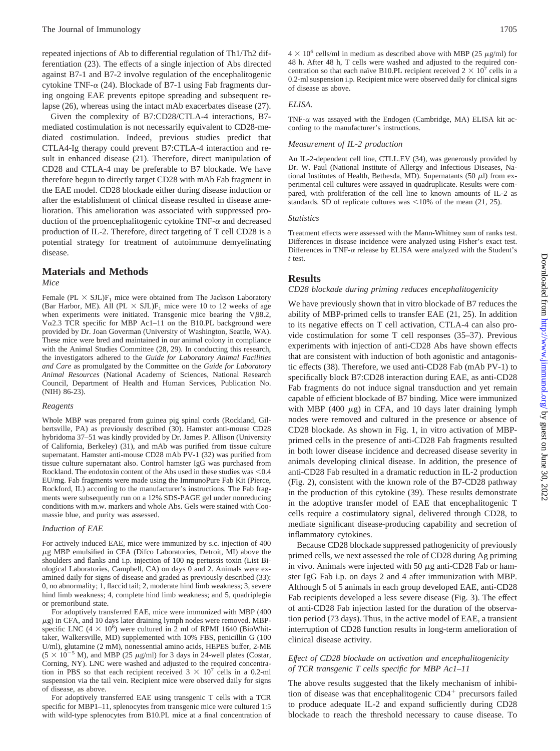repeated injections of Ab to differential regulation of Th1/Th2 differentiation (23). The effects of a single injection of Abs directed against B7-1 and B7-2 involve regulation of the encephalitogenic cytokine TNF-α (24). Blockade of B7-1 using Fab fragments during ongoing EAE prevents epitope spreading and subsequent relapse (26), whereas using the intact mAb exacerbates disease (27).

Given the complexity of B7:CD28/CTLA-4 interactions, B7-mediated costimulation is not necessarily equivalent to CD28-mediated costimulation. Indeed, previous studies predict that CTLA4-Ig therapy could prevent B7:CTLA-4 interaction and result in enhanced disease (21). Therefore, direct manipulation of CD28 and CTLA-4 may be preferable to B7 blockade. We have therefore begun to directly target CD28 with mAb Fab fragment in the EAE model. CD28 blockade either during disease induction or after the establishment of clinical disease resulted in disease amelioration. This amelioration was associated with suppressed production of the proencephalitogenic cytokine TNF-α and decreased production of IL-2. Therefore, direct targeting of T cell CD28 is a potential strategy for treatment of autoimmune demyelinating disease.

## Materials and Methods

### *Mice*

Female (PL × SJL)$F_1$ mice were obtained from The Jackson Laboratory (Bar Harbor, ME). All (PL × SJL)$F_1$ mice were 10 to 12 weeks of age when experiments were initiated. Transgenic mice bearing the Vβ8.2, Vα2.3 TCR specific for MBP Ac1–11 on the B10.PL background were provided by Dr. Joan Goverman (University of Washington, Seattle, WA). These mice were bred and maintained in our animal colony in compliance with the Animal Studies Committee (28, 29). In conducting this research, the investigators adhered to the *Guide for Laboratory Animal Facilities and Care* as promulgated by the Committee on the *Guide for Laboratory Animal Resources* (National Academy of Sciences, National Research Council, Department of Health and Human Services, Publication No. (NIH) 86-23).

### *Reagents*

Whole MBP was prepared from guinea pig spinal cords (Rockland, Gilbertsville, PA) as previously described (30). Hamster anti-mouse CD28 hybridoma 37–51 was kindly provided by Dr. James P. Allison (University of California, Berkeley) (31), and mAb was purified from tissue culture supernatant. Hamster anti-mouse CD28 mAb PV-1 (32) was purified from tissue culture supernatant also. Control hamster IgG was purchased from Rockland. The endotoxin content of the Abs used in these studies was <0.4 EU/mg. Fab fragments were made using the ImmunoPure Fab Kit (Pierce, Rockford, IL) according to the manufacturer's instructions. The Fab fragments were subsequently run on a 12% SDS-PAGE gel under nonreducing conditions with m.w. markers and whole Abs. Gels were stained with Coomassie blue, and purity was assessed.

### *Induction of EAE*

For actively induced EAE, mice were immunized by s.c. injection of 400 μg MBP emulsified in CFA (Difco Laboratories, Detroit, MI) above the shoulders and flanks and i.p. injection of 100 ng pertussis toxin (List Biological Laboratories, Campbell, CA) on days 0 and 2. Animals were examined daily for signs of disease and graded as previously described (33): 0, no abnormality; 1, flaccid tail; 2, moderate hind limb weakness; 3, severe hind limb weakness; 4, complete hind limb weakness; and 5, quadriplegia or premoribund state.

For adoptively transferred EAE, mice were immunized with MBP (400 μg) in CFA, and 10 days later draining lymph nodes were removed. MBP-specific LNC ($4 \times 10^6$) were cultured in 2 ml of RPMI 1640 (BioWhittaker, Walkersville, MD) supplemented with 10% FBS, penicillin G (100 U/ml), glutamine (2 mM), nonessential amino acids, HEPES buffer, 2-ME ($5 \times 10^{-5}$ M), and MBP (25 μg/ml) for 3 days in 24-well plates (Costar, Corning, NY). LNC were washed and adjusted to the required concentration in PBS so that each recipient received $3 \times 10^7$ cells in a 0.2-ml suspension via the tail vein. Recipient mice were observed daily for signs of disease, as above.

For adoptively transferred EAE using transgenic T cells with a TCR specific for MBP1–11, splenocytes from transgenic mice were cultured 1:5 with wild-type splenocytes from B10.PL mice at a final concentration of $4 \times 10^6$ cells/ml in medium as described above with MBP (25 μg/ml) for 48 h. After 48 h, T cells were washed and adjusted to the required concentration so that each naïve B10.PL recipient received $2 \times 10^7$ cells in a 0.2-ml suspension i.p. Recipient mice were observed daily for clinical signs of disease as above.

### *ELISA.*

TNF-α was assayed with the Endogen (Cambridge, MA) ELISA kit according to the manufacturer's instructions.

### *Measurement of IL-2 production*

An IL-2-dependent cell line, CTLL.EV (34), was generously provided by Dr. W. Paul (National Institute of Allergy and Infectious Diseases, National Institutes of Health, Bethesda, MD). Supernatants (50 μl) from experimental cell cultures were assayed in quadruplicate. Results were compared, with proliferation of the cell line to known amounts of IL-2 as standards. SD of replicate cultures was <10% of the mean (21, 25).

### *Statistics*

Treatment effects were assessed with the Mann-Whitney sum of ranks test. Differences in disease incidence were analyzed using Fisher's exact test. Differences in TNF-α release by ELISA were analyzed with the Student's *t* test.

## Results

### *CD28 blockade during priming reduces encephalitogenicity*

We have previously shown that in vitro blockade of B7 reduces the ability of MBP-primed cells to transfer EAE (21, 25). In addition to its negative effects on T cell activation, CTLA-4 can also provide costimulation for some T cell responses (35–37). Previous experiments with injection of anti-CD28 Abs have shown effects that are consistent with induction of both agonistic and antagonistic effects (38). Therefore, we used anti-CD28 Fab (mAb PV-1) to specifically block B7:CD28 interaction during EAE, as anti-CD28 Fab fragments do not induce signal transduction and yet remain capable of efficient blockade of B7 binding. Mice were immunized with MBP (400 μg) in CFA, and 10 days later draining lymph nodes were removed and cultured in the presence or absence of CD28 blockade. As shown in Fig. 1, in vitro activation of MBP-primed cells in the presence of anti-CD28 Fab fragments resulted in both lower disease incidence and decreased disease severity in animals developing clinical disease. In addition, the presence of anti-CD28 Fab resulted in a dramatic reduction in IL-2 production (Fig. 2), consistent with the known role of the B7-CD28 pathway in the production of this cytokine (39). These results demonstrate in the adoptive transfer model of EAE that encephalitogenic T cells require a costimulatory signal, delivered through CD28, to mediate significant disease-producing capability and secretion of inflammatory cytokines.

Because CD28 blockade suppressed pathogenicity of previously primed cells, we next assessed the role of CD28 during Ag priming in vivo. Animals were injected with 50 μg anti-CD28 Fab or hamster IgG Fab i.p. on days 2 and 4 after immunization with MBP. Although 5 of 5 animals in each group developed EAE, anti-CD28 Fab recipients developed a less severe disease (Fig. 3). The effect of anti-CD28 Fab injection lasted for the duration of the observation period (73 days). Thus, in the active model of EAE, a transient interruption of CD28 function results in long-term amelioration of clinical disease activity.

### *Effect of CD28 blockade on activation and encephalitogenicity of TCR transgenic T cells specific for MBP Ac1–11*

The above results suggested that the likely mechanism of inhibition of disease was that encephalitogenic $CD4^+$ precursors failed to produce adequate IL-2 and expand sufficiently during CD28 blockade to reach the threshold necessary to cause disease. To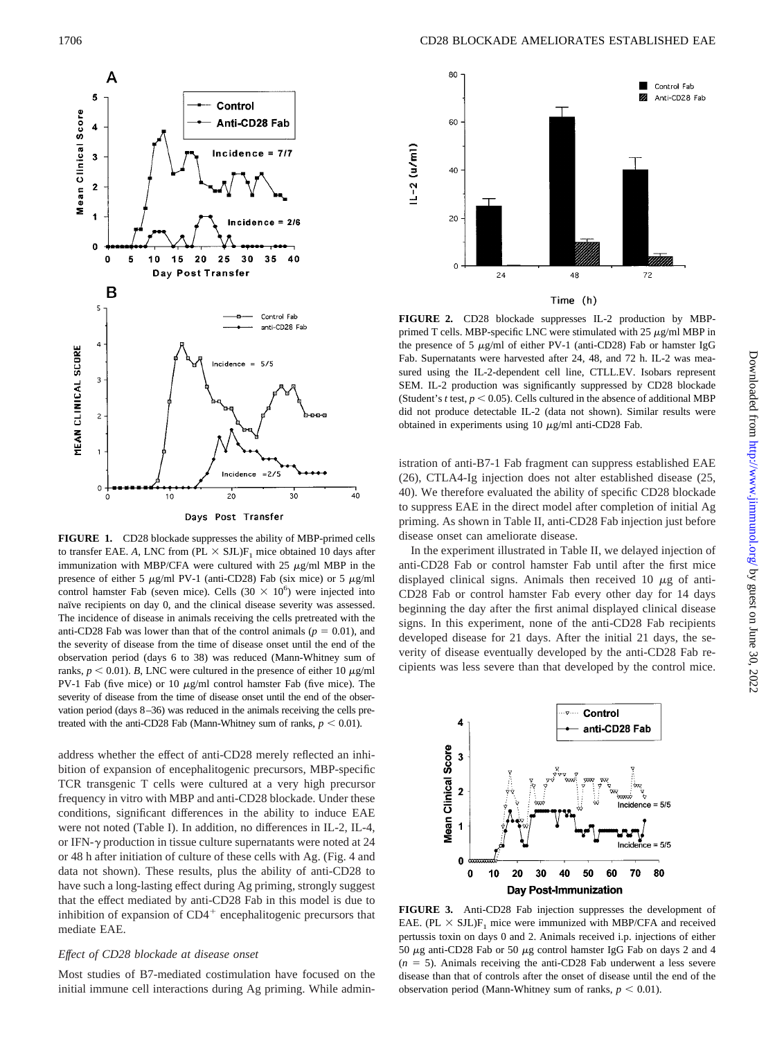**FIGURE 1.** CD28 blockade suppresses the ability of MBP-primed cells to transfer EAE. *A*, LNC from (PL × SJL)$F_1$ mice obtained 10 days after immunization with MBP/CFA were cultured with 25 $\mu$g/ml MBP in the presence of either 5 $\mu$g/ml PV-1 (anti-CD28) Fab (six mice) or 5 $\mu$g/ml control hamster Fab (seven mice). Cells ($30 \times 10^6$) were injected into naïve recipients on day 0, and the clinical disease severity was assessed. The incidence of disease in animals receiving the cells pretreated with the anti-CD28 Fab was lower than that of the control animals ($p = 0.01$), and the severity of disease from the time of disease onset until the end of the observation period (days 6 to 38) was reduced (Mann-Whitney sum of ranks, $p < 0.01$). *B*, LNC were cultured in the presence of either 10 $\mu$g/ml PV-1 Fab (five mice) or 10 $\mu$g/ml control hamster Fab (five mice). The severity of disease from the time of disease onset until the end of the observation period (days 8–36) was reduced in the animals receiving the cells pretreated with the anti-CD28 Fab (Mann-Whitney sum of ranks, $p < 0.01$).

address whether the effect of anti-CD28 merely reflected an inhibition of expansion of encephalitogenic precursors, MBP-specific TCR transgenic T cells were cultured at a very high precursor frequency in vitro with MBP and anti-CD28 blockade. Under these conditions, significant differences in the ability to induce EAE were not noted (Table I). In addition, no differences in IL-2, IL-4, or IFN-$\gamma$ production in tissue culture supernatants were noted at 24 or 48 h after initiation of culture of these cells with Ag. (Fig. 4 and data not shown). These results, plus the ability of anti-CD28 to have such a long-lasting effect during Ag priming, strongly suggest that the effect mediated by anti-CD28 Fab in this model is due to inhibition of expansion of $CD4^+$ encephalitogenic precursors that mediate EAE.

### *Effect of CD28 blockade at disease onset*

Most studies of B7-mediated costimulation have focused on the initial immune cell interactions during Ag priming. While administration of anti-B7-1 Fab fragment can suppress established EAE (26), CTLA4-Ig injection does not alter established disease (25, 40). We therefore evaluated the ability of specific CD28 blockade to suppress EAE in the direct model after completion of initial Ag priming. As shown in Table II, anti-CD28 Fab injection just before disease onset can ameliorate disease.

In the experiment illustrated in Table II, we delayed injection of anti-CD28 Fab or control hamster Fab until after the first mice displayed clinical signs. Animals then received 10 $\mu$g of anti-CD28 Fab or control hamster Fab every other day for 14 days beginning the day after the first animal displayed clinical disease signs. In this experiment, none of the anti-CD28 Fab recipients developed disease for 21 days. After the initial 21 days, the severity of disease eventually developed by the anti-CD28 Fab recipients was less severe than that developed by the control mice.

**FIGURE 2.** CD28 blockade suppresses IL-2 production by MBP-primed T cells. MBP-specific LNC were stimulated with 25 $\mu$g/ml MBP in the presence of 5 $\mu$g/ml of either PV-1 (anti-CD28) Fab or hamster IgG Fab. Supernatants were harvested after 24, 48, and 72 h. IL-2 was measured using the IL-2-dependent cell line, CTLL.EV. Isobars represent SEM. IL-2 production was significantly suppressed by CD28 blockade (Student's *t* test, $p < 0.05$). Cells cultured in the absence of additional MBP did not produce detectable IL-2 (data not shown). Similar results were obtained in experiments using 10 $\mu$g/ml anti-CD28 Fab.

**FIGURE 3.** Anti-CD28 Fab injection suppresses the development of EAE. (PL × SJL)$F_1$ mice were immunized with MBP/CFA and received pertussis toxin on days 0 and 2. Animals received i.p. injections of either 50 $\mu$g anti-CD28 Fab or 50 $\mu$g control hamster IgG Fab on days 2 and 4 ($n = 5$). Animals receiving the anti-CD28 Fab underwent a less severe disease than that of controls after the onset of disease until the end of the observation period (Mann-Whitney sum of ranks, $p < 0.01$).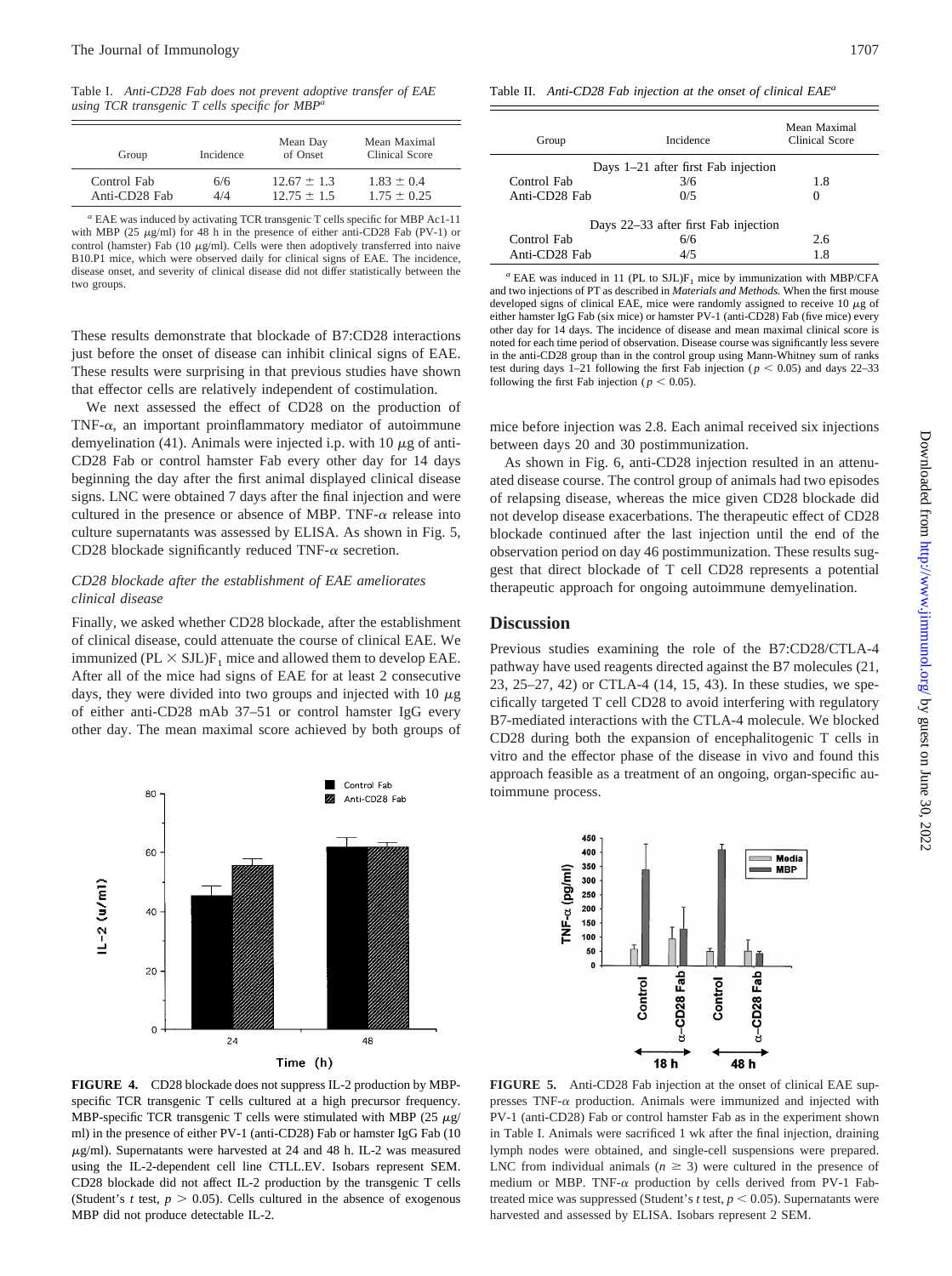Table I. *Anti-CD28 Fab does not prevent adoptive transfer of EAE using TCR transgenic T cells specific for MBP*[a]

| Group | Incidence | Mean Day of Onset | Mean Maximal Clinical Score |
|---|---|---|---|
| Control Fab | 6/6 | $12.67 \pm 1.3$ | $1.83 \pm 0.4$ |
| Anti-CD28 Fab | 4/4 | $12.75 \pm 1.5$ | $1.75 \pm 0.25$ |

[a] EAE was induced by activating TCR transgenic T cells specific for MBP Ac1-11 with MBP (25 μg/ml) for 48 h in the presence of either anti-CD28 Fab (PV-1) or control (hamster) Fab (10 μg/ml). Cells were then adoptively transferred into naive B10.P1 mice, which were observed daily for clinical signs of EAE. The incidence, disease onset, and severity of clinical disease did not differ statistically between the two groups.

These results demonstrate that blockade of B7:CD28 interactions just before the onset of disease can inhibit clinical signs of EAE. These results were surprising in that previous studies have shown that effector cells are relatively independent of costimulation.

We next assessed the effect of CD28 on the production of TNF-α, an important proinflammatory mediator of autoimmune demyelination (41). Animals were injected i.p. with 10 μg of anti-CD28 Fab or control hamster Fab every other day for 14 days beginning the day after the first animal displayed clinical disease signs. LNC were obtained 7 days after the final injection and were cultured in the presence or absence of MBP. TNF-α release into culture supernatants was assessed by ELISA. As shown in Fig. 5, CD28 blockade significantly reduced TNF-α secretion.

### *CD28 blockade after the establishment of EAE ameliorates clinical disease*

Finally, we asked whether CD28 blockade, after the establishment of clinical disease, could attenuate the course of clinical EAE. We immunized $(PL \times SJL)F_1$ mice and allowed them to develop EAE. After all of the mice had signs of EAE for at least 2 consecutive days, they were divided into two groups and injected with 10 μg of either anti-CD28 mAb 37–51 or control hamster IgG every other day. The mean maximal score achieved by both groups of mice before injection was 2.8. Each animal received six injections between days 20 and 30 postimmunization.

As shown in Fig. 6, anti-CD28 injection resulted in an attenuated disease course. The control group of animals had two episodes of relapsing disease, whereas the mice given CD28 blockade did not develop disease exacerbations. The therapeutic effect of CD28 blockade continued after the last injection until the end of the observation period on day 46 postimmunization. These results suggest that direct blockade of T cell CD28 represents a potential therapeutic approach for ongoing autoimmune demyelination.

Table II. *Anti-CD28 Fab injection at the onset of clinical EAE*[a]

| Group | Incidence | Mean Maximal Clinical Score |
|---|---|---|
| Days 1–21 after first Fab injection | | |
| Control Fab | 3/6 | 1.8 |
| Anti-CD28 Fab | 0/5 | 0 |
| Days 22–33 after first Fab injection | | |
| Control Fab | 6/6 | 2.6 |
| Anti-CD28 Fab | 4/5 | 1.8 |

[a] EAE was induced in 11 (PL to SJL)$F_1$ mice by immunization with MBP/CFA and two injections of PT as described in *Materials and Methods.* When the first mouse developed signs of clinical EAE, mice were randomly assigned to receive 10 μg of either hamster IgG Fab (six mice) or hamster PV-1 (anti-CD28) Fab (five mice) every other day for 14 days. The incidence of disease and mean maximal clinical score is noted for each time period of observation. Disease course was significantly less severe in the anti-CD28 group than in the control group using Mann-Whitney sum of ranks test during days 1–21 following the first Fab injection ($p < 0.05$) and days 22–33 following the first Fab injection ($p < 0.05$).

## Discussion

Previous studies examining the role of the B7:CD28/CTLA-4 pathway have used reagents directed against the B7 molecules (21, 23, 25–27, 42) or CTLA-4 (14, 15, 43). In these studies, we specifically targeted T cell CD28 to avoid interfering with regulatory B7-mediated interactions with the CTLA-4 molecule. We blocked CD28 during both the expansion of encephalitogenic T cells in vitro and the effector phase of the disease in vivo and found this approach feasible as a treatment of an ongoing, organ-specific autoimmune process.

**FIGURE 4.** CD28 blockade does not suppress IL-2 production by MBP-specific TCR transgenic T cells cultured at a high precursor frequency. MBP-specific TCR transgenic T cells were stimulated with MBP (25 μg/ml) in the presence of either PV-1 (anti-CD28) Fab or hamster IgG Fab (10 μg/ml). Supernatants were harvested at 24 and 48 h. IL-2 was measured using the IL-2-dependent cell line CTLL.EV. Isobars represent SEM. CD28 blockade did not affect IL-2 production by the transgenic T cells (Student's *t* test, $p > 0.05$). Cells cultured in the absence of exogenous MBP did not produce detectable IL-2.

**FIGURE 5.** Anti-CD28 Fab injection at the onset of clinical EAE suppresses TNF-α production. Animals were immunized and injected with PV-1 (anti-CD28) Fab or control hamster Fab as in the experiment shown in Table I. Animals were sacrificed 1 wk after the final injection, draining lymph nodes were obtained, and single-cell suspensions were prepared. LNC from individual animals ($n \geq 3$) were cultured in the presence of medium or MBP. TNF-α production by cells derived from PV-1 Fab-treated mice was suppressed (Student's *t* test, $p < 0.05$). Supernatants were harvested and assessed by ELISA. Isobars represent 2 SEM.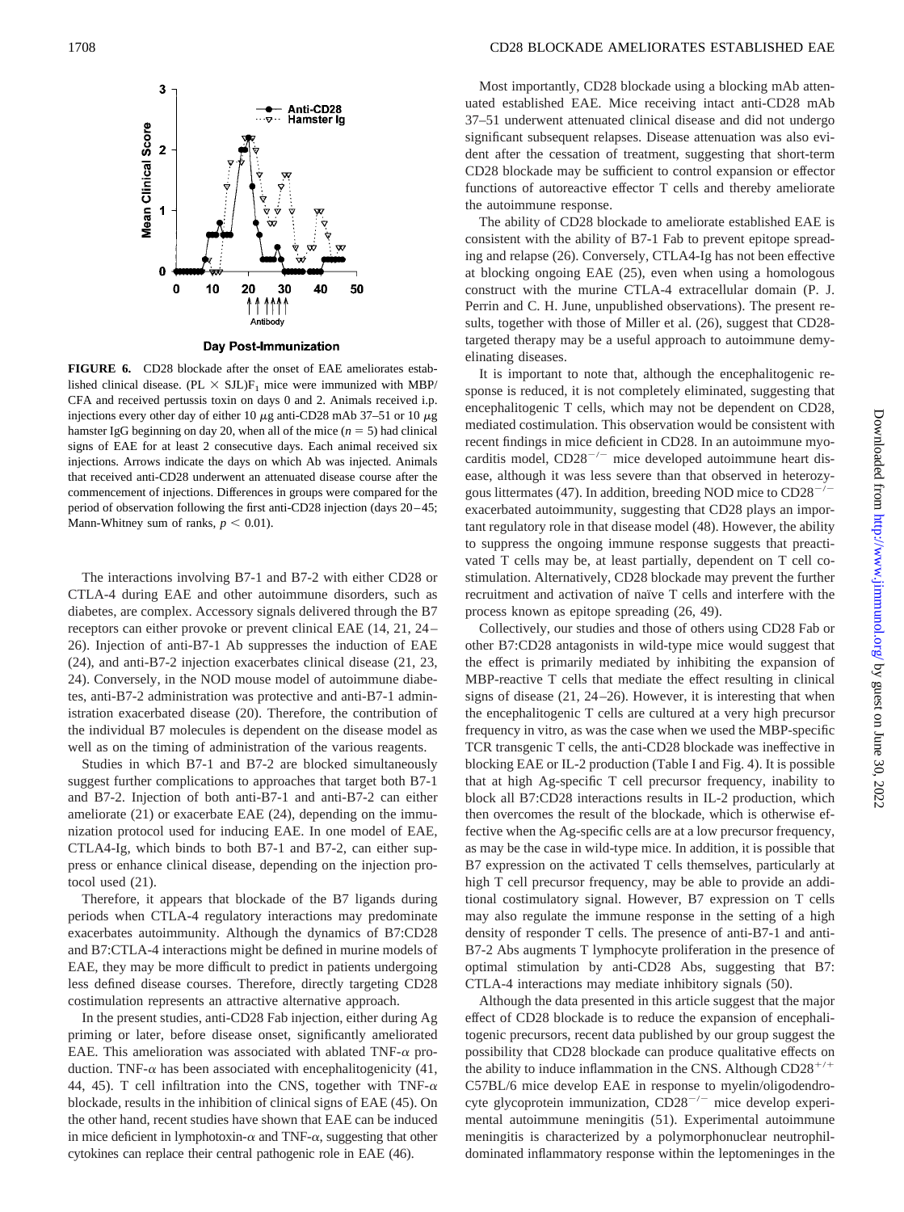**FIGURE 6.** CD28 blockade after the onset of EAE ameliorates established clinical disease. (PL × SJL)F[1] mice were immunized with MBP/CFA and received pertussis toxin on days 0 and 2. Animals received i.p. injections every other day of either 10 μg anti-CD28 mAb 37–51 or 10 μg hamster IgG beginning on day 20, when all of the mice ($n = 5$) had clinical signs of EAE for at least 2 consecutive days. Each animal received six injections. Arrows indicate the days on which Ab was injected. Animals that received anti-CD28 underwent an attenuated disease course after the commencement of injections. Differences in groups were compared for the period of observation following the first anti-CD28 injection (days 20–45; Mann-Whitney sum of ranks, $p < 0.01$).

The interactions involving B7-1 and B7-2 with either CD28 or CTLA-4 during EAE and other autoimmune disorders, such as diabetes, are complex. Accessory signals delivered through the B7 receptors can either provoke or prevent clinical EAE (14, 21, 24–26). Injection of anti-B7-1 Ab suppresses the induction of EAE (24), and anti-B7-2 injection exacerbates clinical disease (21, 23, 24). Conversely, in the NOD mouse model of autoimmune diabetes, anti-B7-2 administration was protective and anti-B7-1 administration exacerbated disease (20). Therefore, the contribution of the individual B7 molecules is dependent on the disease model as well as on the timing of administration of the various reagents.

Studies in which B7-1 and B7-2 are blocked simultaneously suggest further complications to approaches that target both B7-1 and B7-2. Injection of both anti-B7-1 and anti-B7-2 can either ameliorate (21) or exacerbate EAE (24), depending on the immunization protocol used for inducing EAE. In one model of EAE, CTLA4-Ig, which binds to both B7-1 and B7-2, can either suppress or enhance clinical disease, depending on the injection protocol used (21).

Therefore, it appears that blockade of the B7 ligands during periods when CTLA-4 regulatory interactions may predominate exacerbates autoimmunity. Although the dynamics of B7:CD28 and B7:CTLA-4 interactions might be defined in murine models of EAE, they may be more difficult to predict in patients undergoing less defined disease courses. Therefore, directly targeting CD28 costimulation represents an attractive alternative approach.

In the present studies, anti-CD28 Fab injection, either during Ag priming or later, before disease onset, significantly ameliorated EAE. This amelioration was associated with ablated TNF-α production. TNF-α has been associated with encephalitogenicity (41, 44, 45). T cell infiltration into the CNS, together with TNF-α blockade, results in the inhibition of clinical signs of EAE (45). On the other hand, recent studies have shown that EAE can be induced in mice deficient in lymphotoxin-α and TNF-α, suggesting that other cytokines can replace their central pathogenic role in EAE (46).

Most importantly, CD28 blockade using a blocking mAb attenuated established EAE. Mice receiving intact anti-CD28 mAb 37–51 underwent attenuated clinical disease and did not undergo significant subsequent relapses. Disease attenuation was also evident after the cessation of treatment, suggesting that short-term CD28 blockade may be sufficient to control expansion or effector functions of autoreactive effector T cells and thereby ameliorate the autoimmune response.

The ability of CD28 blockade to ameliorate established EAE is consistent with the ability of B7-1 Fab to prevent epitope spreading and relapse (26). Conversely, CTLA4-Ig has not been effective at blocking ongoing EAE (25), even when using a homologous construct with the murine CTLA-4 extracellular domain (P. J. Perrin and C. H. June, unpublished observations). The present results, together with those of Miller et al. (26), suggest that CD28-targeted therapy may be a useful approach to autoimmune demyelinating diseases.

It is important to note that, although the encephalitogenic response is reduced, it is not completely eliminated, suggesting that encephalitogenic T cells, which may not be dependent on CD28, mediated costimulation. This observation would be consistent with recent findings in mice deficient in CD28. In an autoimmune myocarditis model, CD28$^{-/-}$ mice developed autoimmune heart disease, although it was less severe than that observed in heterozygous littermates (47). In addition, breeding NOD mice to CD28$^{-/-}$ exacerbated autoimmunity, suggesting that CD28 plays an important regulatory role in that disease model (48). However, the ability to suppress the ongoing immune response suggests that preactivated T cells may be, at least partially, dependent on T cell costimulation. Alternatively, CD28 blockade may prevent the further recruitment and activation of naïve T cells and interfere with the process known as epitope spreading (26, 49).

Collectively, our studies and those of others using CD28 Fab or other B7:CD28 antagonists in wild-type mice would suggest that the effect is primarily mediated by inhibiting the expansion of MBP-reactive T cells that mediate the effect resulting in clinical signs of disease (21, 24–26). However, it is interesting that when the encephalitogenic T cells are cultured at a very high precursor frequency in vitro, as was the case when we used the MBP-specific TCR transgenic T cells, the anti-CD28 blockade was ineffective in blocking EAE or IL-2 production (Table I and Fig. 4). It is possible that at high Ag-specific T cell precursor frequency, inability to block all B7:CD28 interactions results in IL-2 production, which then overcomes the result of the blockade, which is otherwise effective when the Ag-specific cells are at a low precursor frequency, as may be the case in wild-type mice. In addition, it is possible that B7 expression on the activated T cells themselves, particularly at high T cell precursor frequency, may be able to provide an additional costimulatory signal. However, B7 expression on T cells may also regulate the immune response in the setting of a high density of responder T cells. The presence of anti-B7-1 and anti-B7-2 Abs augments T lymphocyte proliferation in the presence of optimal stimulation by anti-CD28 Abs, suggesting that B7:CTLA-4 interactions may mediate inhibitory signals (50).

Although the data presented in this article suggest that the major effect of CD28 blockade is to reduce the expansion of encephalitogenic precursors, recent data published by our group suggest the possibility that CD28 blockade can produce qualitative effects on the ability to induce inflammation in the CNS. Although CD28$^{+/+}$ C57BL/6 mice develop EAE in response to myelin/oligodendrocyte glycoprotein immunization, CD28$^{-/-}$ mice develop experimental autoimmune meningitis (51). Experimental autoimmune meningitis is characterized by a polymorphonuclear neutrophil-dominated inflammatory response within the leptomeninges in the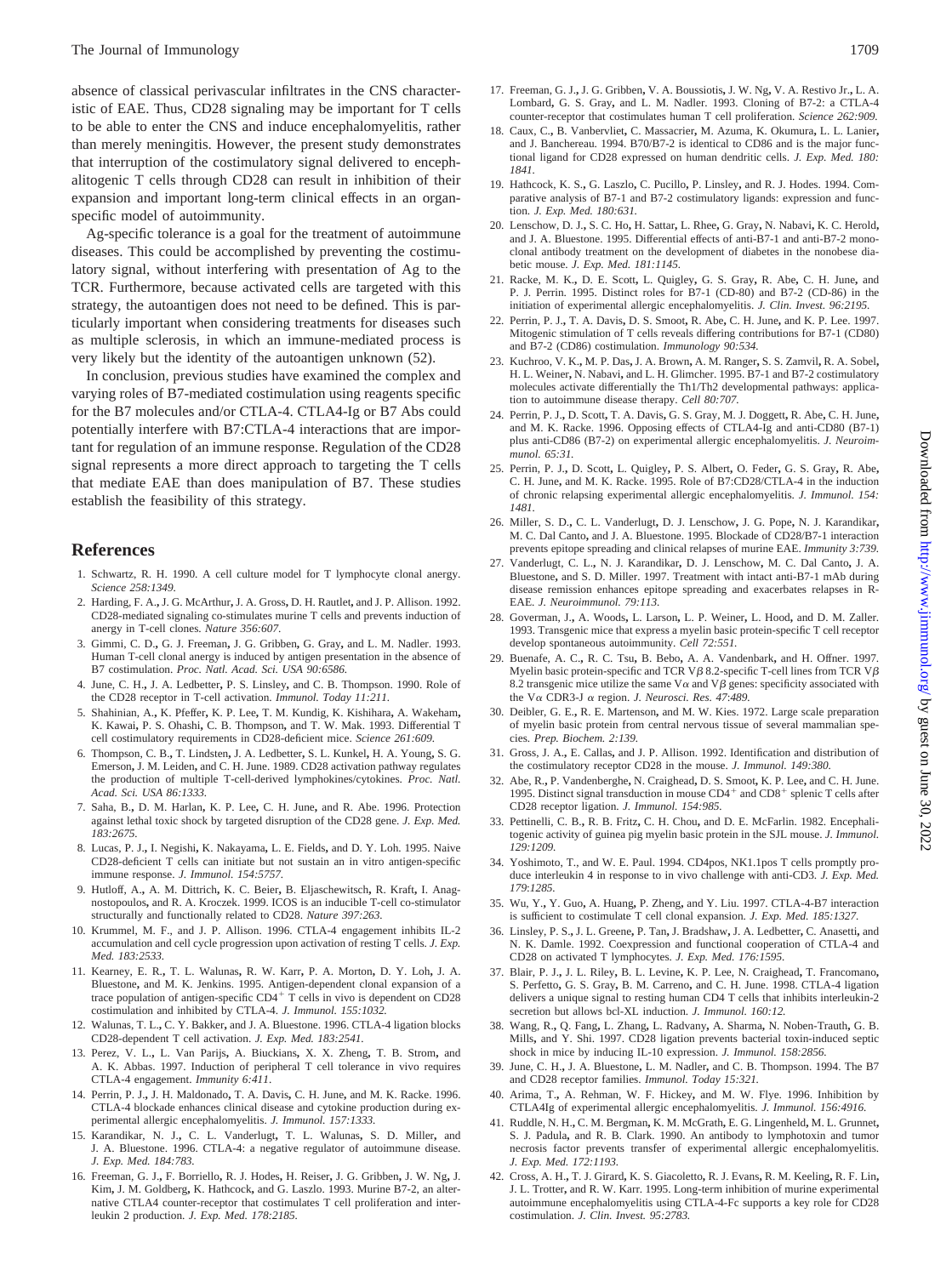absence of classical perivascular infiltrates in the CNS characteristic of EAE. Thus, CD28 signaling may be important for T cells to be able to enter the CNS and induce encephalomyelitis, rather than merely meningitis. However, the present study demonstrates that interruption of the costimulatory signal delivered to encephalitogenic T cells through CD28 can result in inhibition of their expansion and important long-term clinical effects in an organ-specific model of autoimmunity.

Ag-specific tolerance is a goal for the treatment of autoimmune diseases. This could be accomplished by preventing the costimulatory signal, without interfering with presentation of Ag to the TCR. Furthermore, because activated cells are targeted with this strategy, the autoantigen does not need to be defined. This is particularly important when considering treatments for diseases such as multiple sclerosis, in which an immune-mediated process is very likely but the identity of the autoantigen unknown (52).

In conclusion, previous studies have examined the complex and varying roles of B7-mediated costimulation using reagents specific for the B7 molecules and/or CTLA-4. CTLA4-Ig or B7 Abs could potentially interfere with B7:CTLA-4 interactions that are important for regulation of an immune response. Regulation of the CD28 signal represents a more direct approach to targeting the T cells that mediate EAE than does manipulation of B7. These studies establish the feasibility of this strategy.

## References

1. Schwartz, R. H. 1990. A cell culture model for T lymphocyte clonal anergy. *Science 258:1349.*
2. Harding, F. A., J. G. McArthur, J. A. Gross, D. H. Rautlet, and J. P. Allison. 1992. CD28-mediated signaling co-stimulates murine T cells and prevents induction of anergy in T-cell clones. *Nature 356:607.*
3. Gimmi, C. D., G. J. Freeman, J. G. Gribben, G. Gray, and L. M. Nadler. 1993. Human T-cell clonal anergy is induced by antigen presentation in the absence of B7 costimulation. *Proc. Natl. Acad. Sci. USA 90:6586.*
4. June, C. H., J. A. Ledbetter, P. S. Linsley, and C. B. Thompson. 1990. Role of the CD28 receptor in T-cell activation. *Immunol. Today 11:211.*
5. Shahinian, A., K. Pfeffer, K. P. Lee, T. M. Kundig, K. Kishihara, A. Wakeham, K. Kawai, P. S. Ohashi, C. B. Thompson, and T. W. Mak. 1993. Differential T cell costimulatory requirements in CD28-deficient mice. *Science 261:609.*
6. Thompson, C. B., T. Lindsten, J. A. Ledbetter, S. L. Kunkel, H. A. Young, S. G. Emerson, J. M. Leiden, and C. H. June. 1989. CD28 activation pathway regulates the production of multiple T-cell-derived lymphokines/cytokines. *Proc. Natl. Acad. Sci. USA 86:1333.*
7. Saha, B., D. M. Harlan, K. P. Lee, C. H. June, and R. Abe. 1996. Protection against lethal toxic shock by targeted disruption of the CD28 gene. *J. Exp. Med. 183:2675.*
8. Lucas, P. J., I. Negishi, K. Nakayama, L. E. Fields, and D. Y. Loh. 1995. Naive CD28-deficient T cells can initiate but not sustain an in vitro antigen-specific immune response. *J. Immunol. 154:5757.*
9. Hutloff, A., A. M. Dittrich, K. C. Beier, B. Eljaschewitsch, R. Kraft, I. Anagnostopoulos, and R. A. Kroczek. 1999. ICOS is an inducible T-cell co-stimulator structurally and functionally related to CD28. *Nature 397:263.*
10. Krummel, M. F., and J. P. Allison. 1996. CTLA-4 engagement inhibits IL-2 accumulation and cell cycle progression upon activation of resting T cells. *J. Exp. Med. 183:2533.*
11. Kearney, E. R., T. L. Walunas, R. W. Karr, P. A. Morton, D. Y. Loh, J. A. Bluestone, and M. K. Jenkins. 1995. Antigen-dependent clonal expansion of a trace population of antigen-specific CD4$^+$ T cells in vivo is dependent on CD28 costimulation and inhibited by CTLA-4. *J. Immunol. 155:1032.*
12. Walunas, T. L., C. Y. Bakker, and J. A. Bluestone. 1996. CTLA-4 ligation blocks CD28-dependent T cell activation. *J. Exp. Med. 183:2541.*
13. Perez, V. L., L. Van Parijs, A. Biuckians, X. X. Zheng, T. B. Strom, and A. K. Abbas. 1997. Induction of peripheral T cell tolerance in vivo requires CTLA-4 engagement. *Immunity 6:411.*
14. Perrin, P. J., J. H. Maldonado, T. A. Davis, C. H. June, and M. K. Racke. 1996. CTLA-4 blockade enhances clinical disease and cytokine production during experimental allergic encephalomyelitis. *J. Immunol. 157:1333.*
15. Karandikar, N. J., C. L. Vanderlugt, T. L. Walunas, S. D. Miller, and J. A. Bluestone. 1996. CTLA-4: a negative regulator of autoimmune disease. *J. Exp. Med. 184:783.*
16. Freeman, G. J., F. Borriello, R. J. Hodes, H. Reiser, J. G. Gribben, J. W. Ng, J. Kim, J. M. Goldberg, K. Hathcock, and G. Laszlo. 1993. Murine B7-2, an alternative CTLA4 counter-receptor that costimulates T cell proliferation and interleukin 2 production. *J. Exp. Med. 178:2185.*
17. Freeman, G. J., J. G. Gribben, V. A. Boussiotis, J. W. Ng, V. A. Restivo Jr., L. A. Lombard, G. S. Gray, and L. M. Nadler. 1993. Cloning of B7-2: a CTLA-4 counter-receptor that costimulates human T cell proliferation. *Science 262:909.*
18. Caux, C., B. Vanbervliet, C. Massacrier, M. Azuma, K. Okumura, L. L. Lanier, and J. Banchereau. 1994. B70/B7-2 is identical to CD86 and is the major functional ligand for CD28 expressed on human dendritic cells. *J. Exp. Med. 180: 1841.*
19. Hathcock, K. S., G. Laszlo, C. Pucillo, P. Linsley, and R. J. Hodes. 1994. Comparative analysis of B7-1 and B7-2 costimulatory ligands: expression and function. *J. Exp. Med. 180:631.*
20. Lenschow, D. J., S. C. Ho, H. Sattar, L. Rhee, G. Gray, N. Nabavi, K. C. Herold, and J. A. Bluestone. 1995. Differential effects of anti-B7-1 and anti-B7-2 monoclonal antibody treatment on the development of diabetes in the nonobese diabetic mouse. *J. Exp. Med. 181:1145.*
21. Racke, M. K., D. E. Scott, L. Quigley, G. S. Gray, R. Abe, C. H. June, and P. J. Perrin. 1995. Distinct roles for B7-1 (CD-80) and B7-2 (CD-86) in the initiation of experimental allergic encephalomyelitis. *J. Clin. Invest. 96:2195.*
22. Perrin, P. J., T. A. Davis, D. S. Smoot, R. Abe, C. H. June, and K. P. Lee. 1997. Mitogenic stimulation of T cells reveals differing contributions for B7-1 (CD80) and B7-2 (CD86) costimulation. *Immunology 90:534.*
23. Kuchroo, V. K., M. P. Das, J. A. Brown, A. M. Ranger, S. S. Zamvil, R. A. Sobel, H. L. Weiner, N. Nabavi, and L. H. Glimcher. 1995. B7-1 and B7-2 costimulatory molecules activate differentially the Th1/Th2 developmental pathways: application to autoimmune disease therapy. *Cell 80:707.*
24. Perrin, P. J., D. Scott, T. A. Davis, G. S. Gray, M. J. Doggett, R. Abe, C. H. June, and M. K. Racke. 1996. Opposing effects of CTLA4-Ig and anti-CD80 (B7-1) plus anti-CD86 (B7-2) on experimental allergic encephalomyelitis. *J. Neuroimmunol. 65:31.*
25. Perrin, P. J., D. Scott, L. Quigley, P. S. Albert, O. Feder, G. S. Gray, R. Abe, C. H. June, and M. K. Racke. 1995. Role of B7:CD28/CTLA-4 in the induction of chronic relapsing experimental allergic encephalomyelitis. *J. Immunol. 154: 1481.*
26. Miller, S. D., C. L. Vanderlugt, D. J. Lenschow, J. G. Pope, N. J. Karandikar, M. C. Dal Canto, and J. A. Bluestone. 1995. Blockade of CD28/B7-1 interaction prevents epitope spreading and clinical relapses of murine EAE. *Immunity 3:739.*
27. Vanderlugt, C. L., N. J. Karandikar, D. J. Lenschow, M. C. Dal Canto, J. A. Bluestone, and S. D. Miller. 1997. Treatment with intact anti-B7-1 mAb during disease remission enhances epitope spreading and exacerbates relapses in R-EAE. *J. Neuroimmunol. 79:113.*
28. Goverman, J., A. Woods, L. Larson, L. P. Weiner, L. Hood, and D. M. Zaller. 1993. Transgenic mice that express a myelin basic protein-specific T cell receptor develop spontaneous autoimmunity. *Cell 72:551.*
29. Buenafe, A. C., R. C. Tsu, B. Bebo, A. A. Vandenbark, and H. Offner. 1997. Myelin basic protein-specific and TCR V$\beta$ 8.2-specific T-cell lines from TCR V$\beta$ 8.2 transgenic mice utilize the same V$\alpha$ and V$\beta$ genes: specificity associated with the V$\alpha$ CDR3-J $\alpha$ region. *J. Neurosci. Res. 47:489.*
30. Deibler, G. E., R. E. Martenson, and M. W. Kies. 1972. Large scale preparation of myelin basic protein from central nervous tissue of several mammalian species. *Prep. Biochem. 2:139.*
31. Gross, J. A., E. Callas, and J. P. Allison. 1992. Identification and distribution of the costimulatory receptor CD28 in the mouse. *J. Immunol. 149:380.*
32. Abe, R., P. Vandenberghe, N. Craighead, D. S. Smoot, K. P. Lee, and C. H. June. 1995. Distinct signal transduction in mouse CD4$^+$ and CD8$^+$ splenic T cells after CD28 receptor ligation. *J. Immunol. 154:985.*
33. Pettinelli, C. B., R. B. Fritz, C. H. Chou, and D. E. McFarlin. 1982. Encephalitogenic activity of guinea pig myelin basic protein in the SJL mouse. *J. Immunol. 129:1209.*
34. Yoshimoto, T., and W. E. Paul. 1994. CD4pos, NK1.1pos T cells promptly produce interleukin 4 in response to in vivo challenge with anti-CD3. *J. Exp. Med. 179:1285.*
35. Wu, Y., Y. Guo, A. Huang, P. Zheng, and Y. Liu. 1997. CTLA-4-B7 interaction is sufficient to costimulate T cell clonal expansion. *J. Exp. Med. 185:1327.*
36. Linsley, P. S., J. L. Greene, P. Tan, J. Bradshaw, J. A. Ledbetter, C. Anasetti, and N. K. Damle. 1992. Coexpression and functional cooperation of CTLA-4 and CD28 on activated T lymphocytes. *J. Exp. Med. 176:1595.*
37. Blair, P. J., J. L. Riley, B. L. Levine, K. P. Lee, N. Craighead, T. Francomano, S. Perfetto, G. S. Gray, B. M. Carreno, and C. H. June. 1998. CTLA-4 ligation delivers a unique signal to resting human CD4 T cells that inhibits interleukin-2 secretion but allows bcl-XL induction. *J. Immunol. 160:12.*
38. Wang, R., Q. Fang, L. Zhang, L. Radvany, A. Sharma, N. Noben-Trauth, G. B. Mills, and Y. Shi. 1997. CD28 ligation prevents bacterial toxin-induced septic shock in mice by inducing IL-10 expression. *J. Immunol. 158:2856.*
39. June, C. H., J. A. Bluestone, L. M. Nadler, and C. B. Thompson. 1994. The B7 and CD28 receptor families. *Immunol. Today 15:321.*
40. Arima, T., A. Rehman, W. F. Hickey, and M. W. Flye. 1996. Inhibition by CTLA4Ig of experimental allergic encephalomyelitis. *J. Immunol. 156:4916.*
41. Ruddle, N. H., C. M. Bergman, K. M. McGrath, E. G. Lingenheld, M. L. Grunnet, S. J. Padula, and R. B. Clark. 1990. An antibody to lymphotoxin and tumor necrosis factor prevents transfer of experimental allergic encephalomyelitis. *J. Exp. Med. 172:1193.*
42. Cross, A. H., T. J. Girard, K. S. Giacoletto, R. J. Evans, R. M. Keeling, R. F. Lin, J. L. Trotter, and R. W. Karr. 1995. Long-term inhibition of murine experimental autoimmune encephalomyelitis using CTLA-4-Fc supports a key role for CD28 costimulation. *J. Clin. Invest. 95:2783.*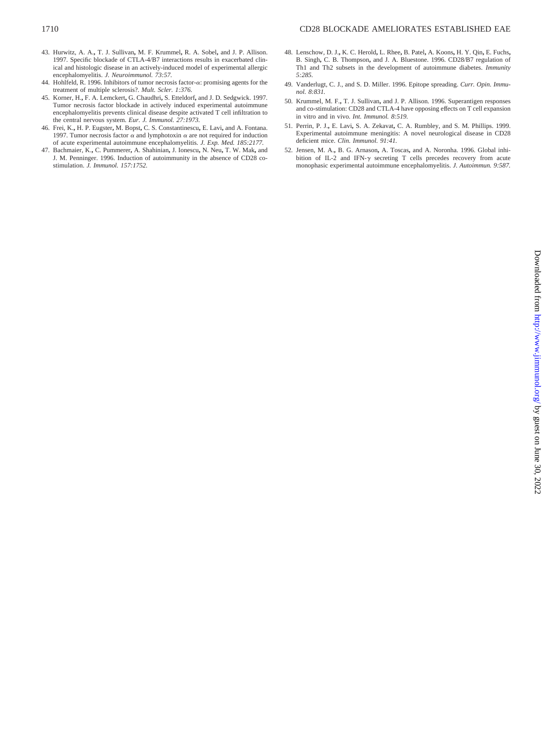43. Hurwitz, A. A., T. J. Sullivan, M. F. Krummel, R. A. Sobel, and J. P. Allison. 1997. Specific blockade of CTLA-4/B7 interactions results in exacerbated clinical and histologic disease in an actively-induced model of experimental allergic encephalomyelitis. *J. Neuroimmunol. 73:57.*
44. Hohlfeld, R. 1996. Inhibitors of tumor necrosis factor-$\alpha$: promising agents for the treatment of multiple sclerosis?. *Mult. Scler. 1:376.*
45. Korner, H., F. A. Lemckert, G. Chaudhri, S. Etteldorf, and J. D. Sedgwick. 1997. Tumor necrosis factor blockade in actively induced experimental autoimmune encephalomyelitis prevents clinical disease despite activated T cell infiltration to the central nervous system. *Eur. J. Immunol. 27:1973.*
46. Frei, K., H. P. Eugster, M. Bopst, C. S. Constantinescu, E. Lavi, and A. Fontana. 1997. Tumor necrosis factor $\alpha$ and lymphotoxin $\alpha$ are not required for induction of acute experimental autoimmune encephalomyelitis. *J. Exp. Med. 185:2177.*
47. Bachmaier, K., C. Pummerer, A. Shahinian, J. Ionescu, N. Neu, T. W. Mak, and J. M. Penninger. 1996. Induction of autoimmunity in the absence of CD28 costimulation. *J. Immunol. 157:1752.*
48. Lenschow, D. J., K. C. Herold, L. Rhee, B. Patel, A. Koons, H. Y. Qin, E. Fuchs, B. Singh, C. B. Thompson, and J. A. Bluestone. 1996. CD28/B7 regulation of Th1 and Th2 subsets in the development of autoimmune diabetes. *Immunity 5:285.*
49. Vanderlugt, C. J., and S. D. Miller. 1996. Epitope spreading. *Curr. Opin. Immunol. 8:831.*
50. Krummel, M. F., T. J. Sullivan, and J. P. Allison. 1996. Superantigen responses and co-stimulation: CD28 and CTLA-4 have opposing effects on T cell expansion in vitro and in vivo. *Int. Immunol. 8:519.*
51. Perrin, P. J., E. Lavi, S. A. Zekavat, C. A. Rumbley, and S. M. Phillips. 1999. Experimental autoimmune meningitis: A novel neurological disease in CD28 deficient mice. *Clin. Immunol. 91:41.*
52. Jensen, M. A., B. G. Arnason, A. Toscas, and A. Noronha. 1996. Global inhibition of IL-2 and IFN-$\gamma$ secreting T cells precedes recovery from acute monophasic experimental autoimmune encephalomyelitis. *J. Autoimmun. 9:587.*